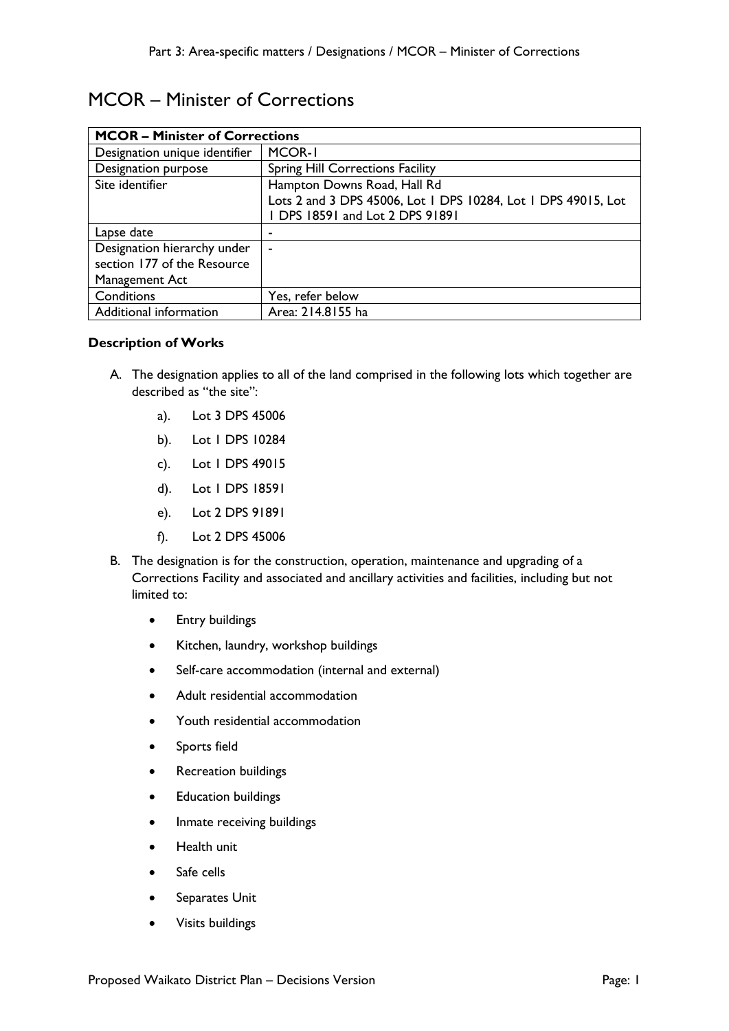# MCOR – Minister of Corrections

| **MCOR – Minister of Corrections** | |
|---|---|
| Designation unique identifier | MCOR-1 |
| Designation purpose | Spring Hill Corrections Facility |
| Site identifier | Hampton Downs Road, Hall Rd<br>Lots 2 and 3 DPS 45006, Lot 1 DPS 10284, Lot 1 DPS 49015, Lot 1 DPS 18591 and Lot 2 DPS 91891 |
| Lapse date | - |
| Designation hierarchy under section 177 of the Resource Management Act | - |
| Conditions | Yes, refer below |
| Additional information | Area: 214.8155 ha |

**Description of Works**

A. The designation applies to all of the land comprised in the following lots which together are described as "the site":

   a). Lot 3 DPS 45006

   b). Lot 1 DPS 10284

   c). Lot 1 DPS 49015

   d). Lot 1 DPS 18591

   e). Lot 2 DPS 91891

   f). Lot 2 DPS 45006

B. The designation is for the construction, operation, maintenance and upgrading of a Corrections Facility and associated and ancillary activities and facilities, including but not limited to:

   - Entry buildings
   - Kitchen, laundry, workshop buildings
   - Self-care accommodation (internal and external)
   - Adult residential accommodation
   - Youth residential accommodation
   - Sports field
   - Recreation buildings
   - Education buildings
   - Inmate receiving buildings
   - Health unit
   - Safe cells
   - Separates Unit
   - Visits buildings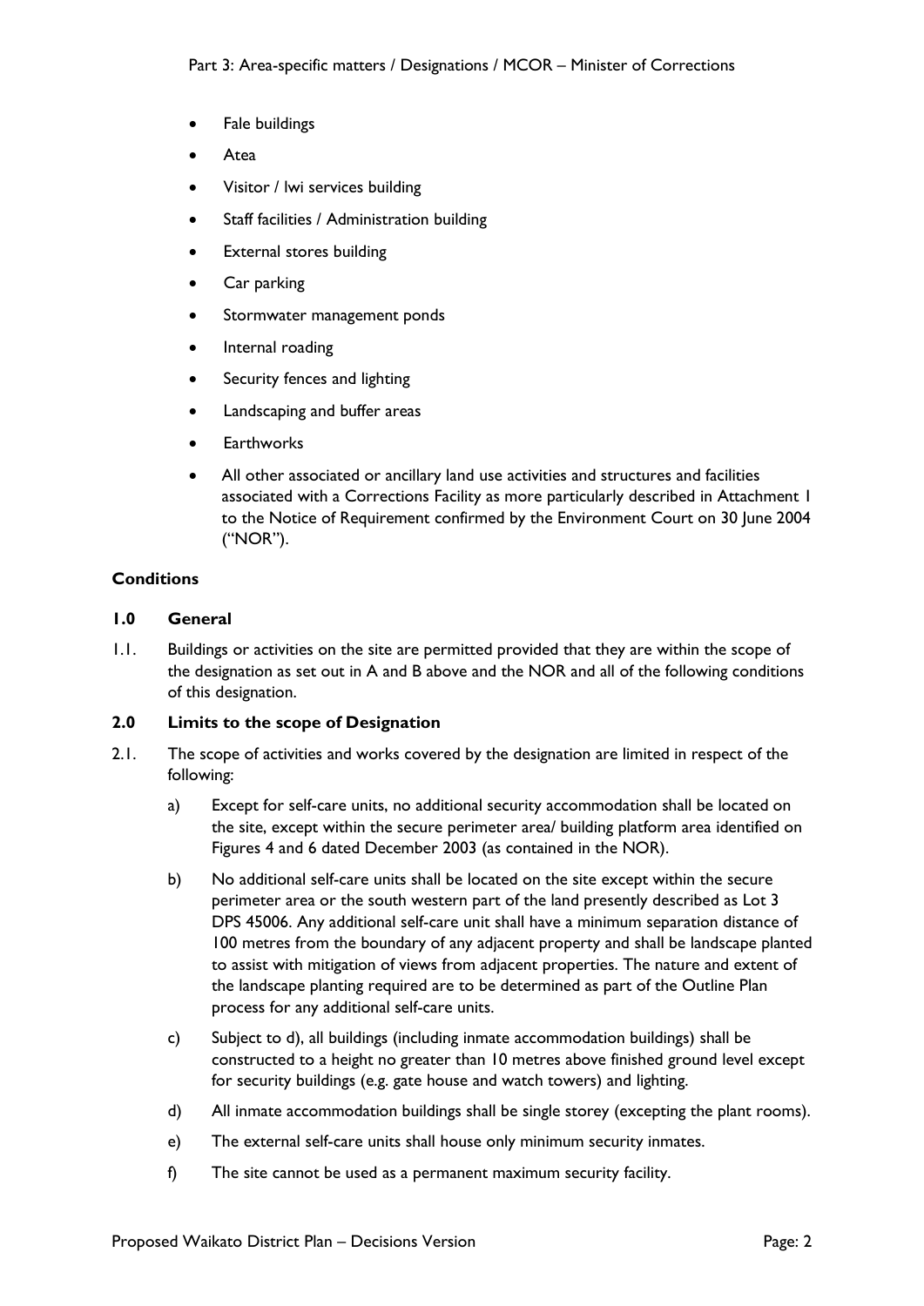- Fale buildings
- Atea
- Visitor / Iwi services building
- Staff facilities / Administration building
- External stores building
- Car parking
- Stormwater management ponds
- Internal roading
- Security fences and lighting
- Landscaping and buffer areas
- Earthworks
- All other associated or ancillary land use activities and structures and facilities associated with a Corrections Facility as more particularly described in Attachment 1 to the Notice of Requirement confirmed by the Environment Court on 30 June 2004 ("NOR").

**Conditions**

**1.0 General**

1.1. Buildings or activities on the site are permitted provided that they are within the scope of the designation as set out in A and B above and the NOR and all of the following conditions of this designation.

**2.0 Limits to the scope of Designation**

2.1. The scope of activities and works covered by the designation are limited in respect of the following:

a) Except for self-care units, no additional security accommodation shall be located on the site, except within the secure perimeter area/ building platform area identified on Figures 4 and 6 dated December 2003 (as contained in the NOR).

b) No additional self-care units shall be located on the site except within the secure perimeter area or the south western part of the land presently described as Lot 3 DPS 45006. Any additional self-care unit shall have a minimum separation distance of 100 metres from the boundary of any adjacent property and shall be landscape planted to assist with mitigation of views from adjacent properties. The nature and extent of the landscape planting required are to be determined as part of the Outline Plan process for any additional self-care units.

c) Subject to d), all buildings (including inmate accommodation buildings) shall be constructed to a height no greater than 10 metres above finished ground level except for security buildings (e.g. gate house and watch towers) and lighting.

d) All inmate accommodation buildings shall be single storey (excepting the plant rooms).

e) The external self-care units shall house only minimum security inmates.

f) The site cannot be used as a permanent maximum security facility.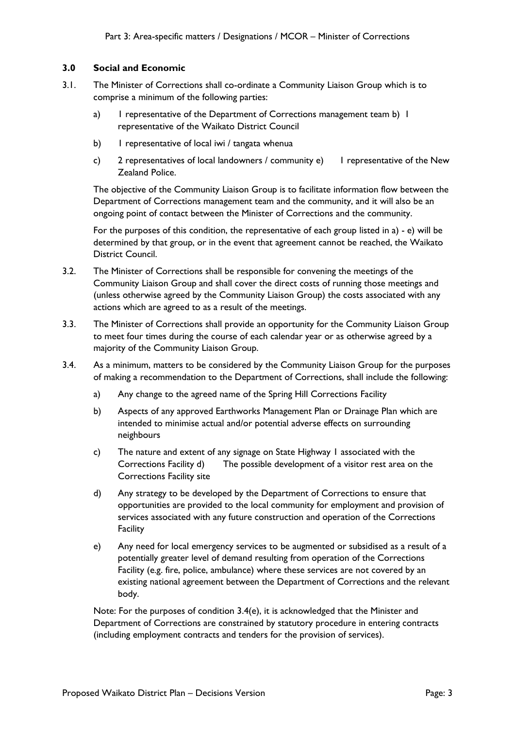### 3.0 Social and Economic

3.1. The Minister of Corrections shall co-ordinate a Community Liaison Group which is to comprise a minimum of the following parties:

a) 1 representative of the Department of Corrections management team b) 1 representative of the Waikato District Council

b) 1 representative of local iwi / tangata whenua

c) 2 representatives of local landowners / community e) 1 representative of the New Zealand Police.

The objective of the Community Liaison Group is to facilitate information flow between the Department of Corrections management team and the community, and it will also be an ongoing point of contact between the Minister of Corrections and the community.

For the purposes of this condition, the representative of each group listed in a) - e) will be determined by that group, or in the event that agreement cannot be reached, the Waikato District Council.

3.2. The Minister of Corrections shall be responsible for convening the meetings of the Community Liaison Group and shall cover the direct costs of running those meetings and (unless otherwise agreed by the Community Liaison Group) the costs associated with any actions which are agreed to as a result of the meetings.

3.3. The Minister of Corrections shall provide an opportunity for the Community Liaison Group to meet four times during the course of each calendar year or as otherwise agreed by a majority of the Community Liaison Group.

3.4. As a minimum, matters to be considered by the Community Liaison Group for the purposes of making a recommendation to the Department of Corrections, shall include the following:

a) Any change to the agreed name of the Spring Hill Corrections Facility

b) Aspects of any approved Earthworks Management Plan or Drainage Plan which are intended to minimise actual and/or potential adverse effects on surrounding neighbours

c) The nature and extent of any signage on State Highway 1 associated with the Corrections Facility d) The possible development of a visitor rest area on the Corrections Facility site

d) Any strategy to be developed by the Department of Corrections to ensure that opportunities are provided to the local community for employment and provision of services associated with any future construction and operation of the Corrections Facility

e) Any need for local emergency services to be augmented or subsidised as a result of a potentially greater level of demand resulting from operation of the Corrections Facility (e.g. fire, police, ambulance) where these services are not covered by an existing national agreement between the Department of Corrections and the relevant body.

Note: For the purposes of condition 3.4(e), it is acknowledged that the Minister and Department of Corrections are constrained by statutory procedure in entering contracts (including employment contracts and tenders for the provision of services).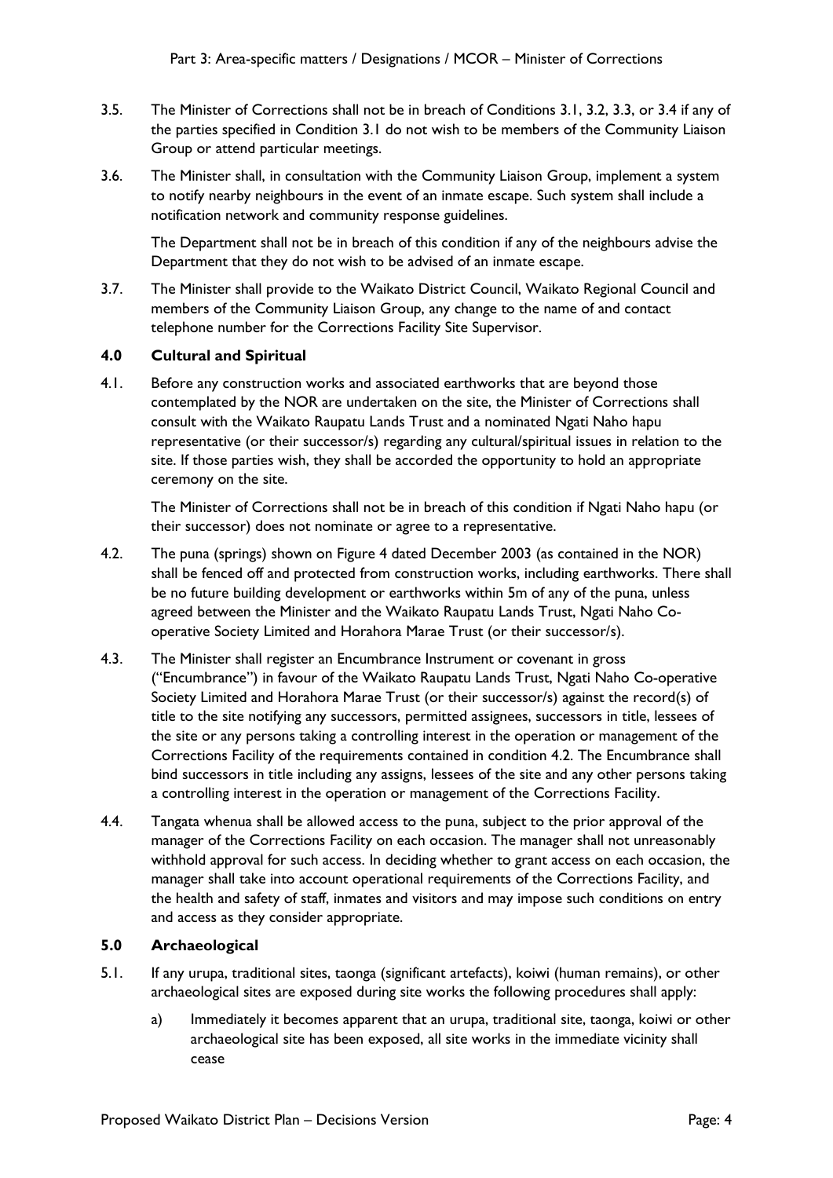3.5. The Minister of Corrections shall not be in breach of Conditions 3.1, 3.2, 3.3, or 3.4 if any of the parties specified in Condition 3.1 do not wish to be members of the Community Liaison Group or attend particular meetings.

3.6. The Minister shall, in consultation with the Community Liaison Group, implement a system to notify nearby neighbours in the event of an inmate escape. Such system shall include a notification network and community response guidelines.

The Department shall not be in breach of this condition if any of the neighbours advise the Department that they do not wish to be advised of an inmate escape.

3.7. The Minister shall provide to the Waikato District Council, Waikato Regional Council and members of the Community Liaison Group, any change to the name of and contact telephone number for the Corrections Facility Site Supervisor.

## 4.0 Cultural and Spiritual

4.1. Before any construction works and associated earthworks that are beyond those contemplated by the NOR are undertaken on the site, the Minister of Corrections shall consult with the Waikato Raupatu Lands Trust and a nominated Ngati Naho hapu representative (or their successor/s) regarding any cultural/spiritual issues in relation to the site. If those parties wish, they shall be accorded the opportunity to hold an appropriate ceremony on the site.

The Minister of Corrections shall not be in breach of this condition if Ngati Naho hapu (or their successor) does not nominate or agree to a representative.

4.2. The puna (springs) shown on Figure 4 dated December 2003 (as contained in the NOR) shall be fenced off and protected from construction works, including earthworks. There shall be no future building development or earthworks within 5m of any of the puna, unless agreed between the Minister and the Waikato Raupatu Lands Trust, Ngati Naho Co-operative Society Limited and Horahora Marae Trust (or their successor/s).

4.3. The Minister shall register an Encumbrance Instrument or covenant in gross ("Encumbrance") in favour of the Waikato Raupatu Lands Trust, Ngati Naho Co-operative Society Limited and Horahora Marae Trust (or their successor/s) against the record(s) of title to the site notifying any successors, permitted assignees, successors in title, lessees of the site or any persons taking a controlling interest in the operation or management of the Corrections Facility of the requirements contained in condition 4.2. The Encumbrance shall bind successors in title including any assigns, lessees of the site and any other persons taking a controlling interest in the operation or management of the Corrections Facility.

4.4. Tangata whenua shall be allowed access to the puna, subject to the prior approval of the manager of the Corrections Facility on each occasion. The manager shall not unreasonably withhold approval for such access. In deciding whether to grant access on each occasion, the manager shall take into account operational requirements of the Corrections Facility, and the health and safety of staff, inmates and visitors and may impose such conditions on entry and access as they consider appropriate.

## 5.0 Archaeological

5.1. If any urupa, traditional sites, taonga (significant artefacts), koiwi (human remains), or other archaeological sites are exposed during site works the following procedures shall apply:

a) Immediately it becomes apparent that an urupa, traditional site, taonga, koiwi or other archaeological site has been exposed, all site works in the immediate vicinity shall cease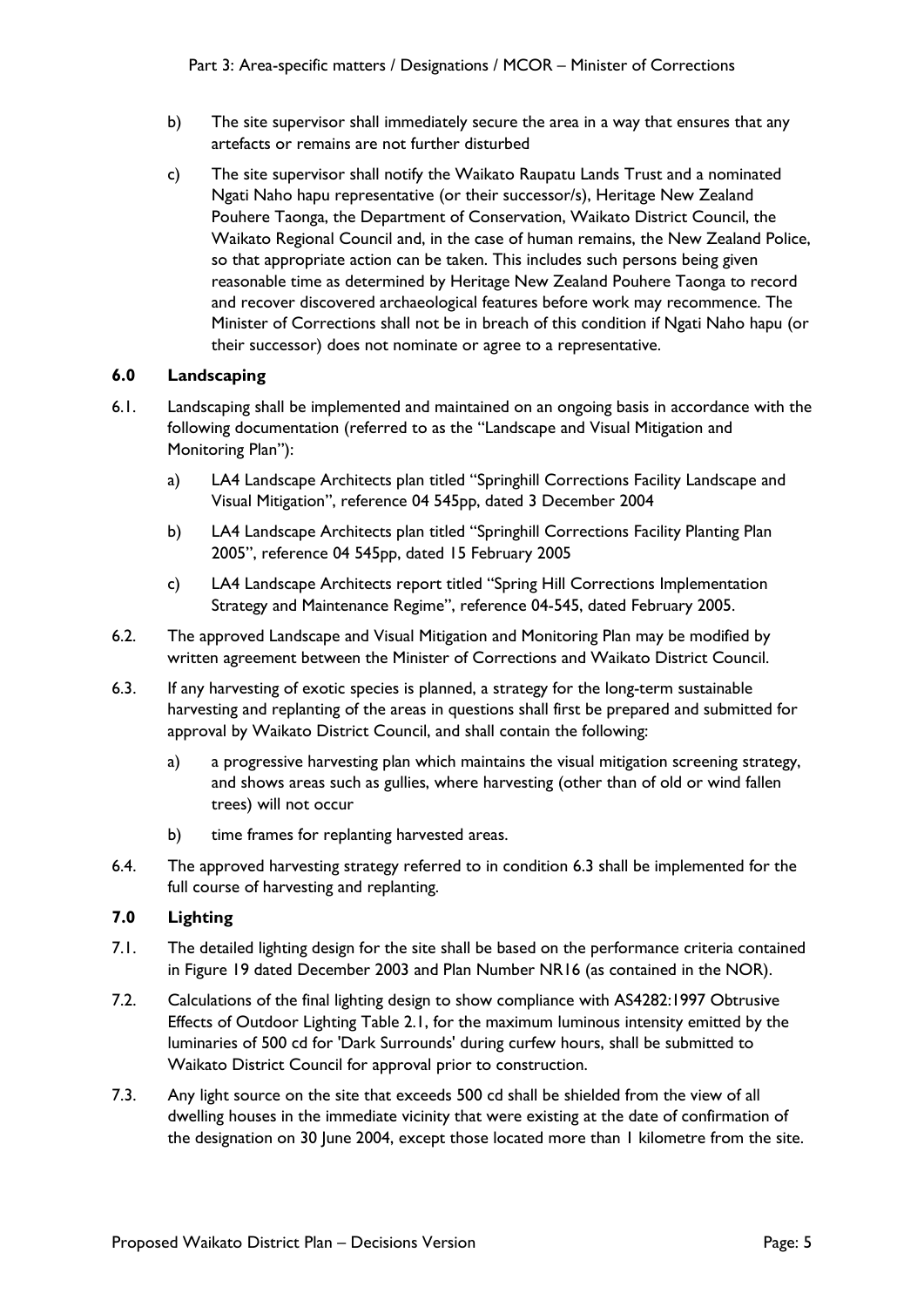b) The site supervisor shall immediately secure the area in a way that ensures that any artefacts or remains are not further disturbed

c) The site supervisor shall notify the Waikato Raupatu Lands Trust and a nominated Ngati Naho hapu representative (or their successor/s), Heritage New Zealand Pouhere Taonga, the Department of Conservation, Waikato District Council, the Waikato Regional Council and, in the case of human remains, the New Zealand Police, so that appropriate action can be taken. This includes such persons being given reasonable time as determined by Heritage New Zealand Pouhere Taonga to record and recover discovered archaeological features before work may recommence. The Minister of Corrections shall not be in breach of this condition if Ngati Naho hapu (or their successor) does not nominate or agree to a representative.

### 6.0 Landscaping

6.1. Landscaping shall be implemented and maintained on an ongoing basis in accordance with the following documentation (referred to as the "Landscape and Visual Mitigation and Monitoring Plan"):

a) LA4 Landscape Architects plan titled "Springhill Corrections Facility Landscape and Visual Mitigation", reference 04 545pp, dated 3 December 2004

b) LA4 Landscape Architects plan titled "Springhill Corrections Facility Planting Plan 2005", reference 04 545pp, dated 15 February 2005

c) LA4 Landscape Architects report titled "Spring Hill Corrections Implementation Strategy and Maintenance Regime", reference 04-545, dated February 2005.

6.2. The approved Landscape and Visual Mitigation and Monitoring Plan may be modified by written agreement between the Minister of Corrections and Waikato District Council.

6.3. If any harvesting of exotic species is planned, a strategy for the long-term sustainable harvesting and replanting of the areas in questions shall first be prepared and submitted for approval by Waikato District Council, and shall contain the following:

a) a progressive harvesting plan which maintains the visual mitigation screening strategy, and shows areas such as gullies, where harvesting (other than of old or wind fallen trees) will not occur

b) time frames for replanting harvested areas.

6.4. The approved harvesting strategy referred to in condition 6.3 shall be implemented for the full course of harvesting and replanting.

### 7.0 Lighting

7.1. The detailed lighting design for the site shall be based on the performance criteria contained in Figure 19 dated December 2003 and Plan Number NR16 (as contained in the NOR).

7.2. Calculations of the final lighting design to show compliance with AS4282:1997 Obtrusive Effects of Outdoor Lighting Table 2.1, for the maximum luminous intensity emitted by the luminaries of 500 cd for 'Dark Surrounds' during curfew hours, shall be submitted to Waikato District Council for approval prior to construction.

7.3. Any light source on the site that exceeds 500 cd shall be shielded from the view of all dwelling houses in the immediate vicinity that were existing at the date of confirmation of the designation on 30 June 2004, except those located more than 1 kilometre from the site.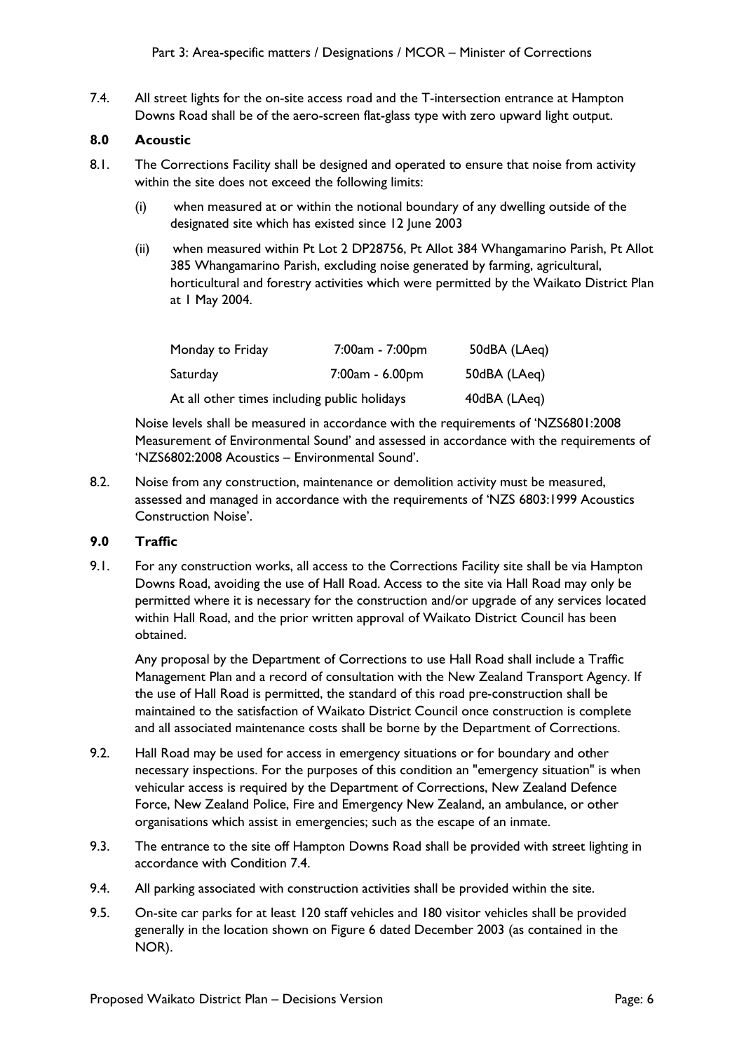7.4. All street lights for the on-site access road and the T-intersection entrance at Hampton Downs Road shall be of the aero-screen flat-glass type with zero upward light output.

## 8.0 Acoustic

8.1. The Corrections Facility shall be designed and operated to ensure that noise from activity within the site does not exceed the following limits:

(i) when measured at or within the notional boundary of any dwelling outside of the designated site which has existed since 12 June 2003

(ii) when measured within Pt Lot 2 DP28756, Pt Allot 384 Whangamarino Parish, Pt Allot 385 Whangamarino Parish, excluding noise generated by farming, agricultural, horticultural and forestry activities which were permitted by the Waikato District Plan at 1 May 2004.

| | | |
|---|---|---|
| Monday to Friday | 7:00am - 7:00pm | 50dBA (LAeq) |
| Saturday | 7:00am - 6.00pm | 50dBA (LAeq) |
| At all other times including public holidays | | 40dBA (LAeq) |

Noise levels shall be measured in accordance with the requirements of 'NZS6801:2008 Measurement of Environmental Sound' and assessed in accordance with the requirements of 'NZS6802:2008 Acoustics – Environmental Sound'.

8.2. Noise from any construction, maintenance or demolition activity must be measured, assessed and managed in accordance with the requirements of 'NZS 6803:1999 Acoustics Construction Noise'.

## 9.0 Traffic

9.1. For any construction works, all access to the Corrections Facility site shall be via Hampton Downs Road, avoiding the use of Hall Road. Access to the site via Hall Road may only be permitted where it is necessary for the construction and/or upgrade of any services located within Hall Road, and the prior written approval of Waikato District Council has been obtained.

Any proposal by the Department of Corrections to use Hall Road shall include a Traffic Management Plan and a record of consultation with the New Zealand Transport Agency. If the use of Hall Road is permitted, the standard of this road pre-construction shall be maintained to the satisfaction of Waikato District Council once construction is complete and all associated maintenance costs shall be borne by the Department of Corrections.

9.2. Hall Road may be used for access in emergency situations or for boundary and other necessary inspections. For the purposes of this condition an "emergency situation" is when vehicular access is required by the Department of Corrections, New Zealand Defence Force, New Zealand Police, Fire and Emergency New Zealand, an ambulance, or other organisations which assist in emergencies; such as the escape of an inmate.

9.3. The entrance to the site off Hampton Downs Road shall be provided with street lighting in accordance with Condition 7.4.

9.4. All parking associated with construction activities shall be provided within the site.

9.5. On-site car parks for at least 120 staff vehicles and 180 visitor vehicles shall be provided generally in the location shown on Figure 6 dated December 2003 (as contained in the NOR).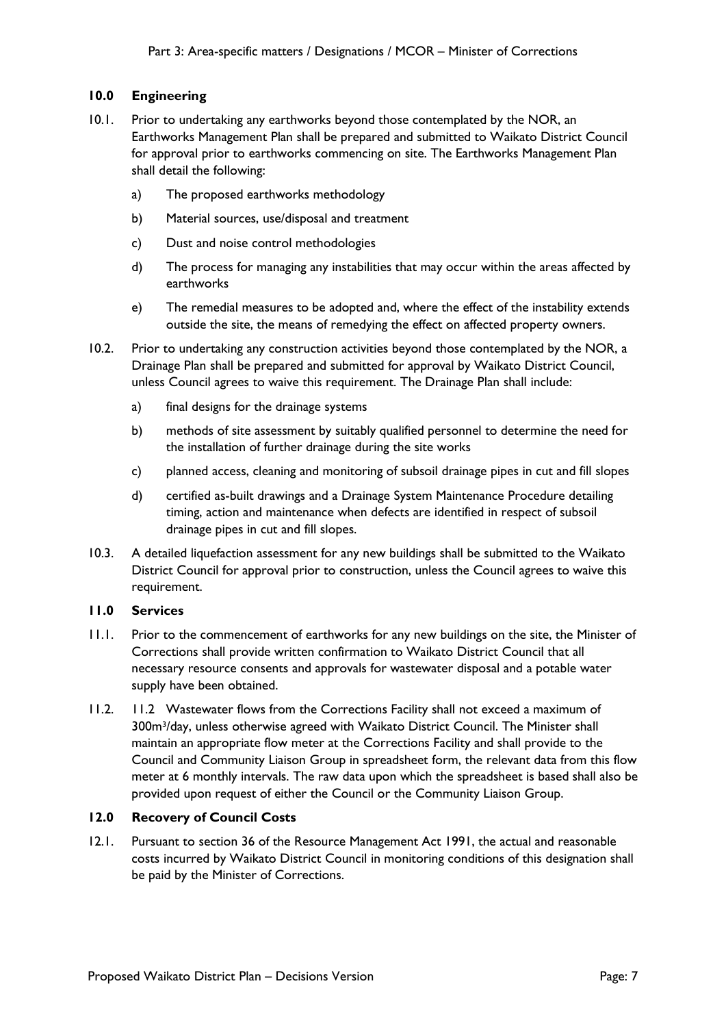## 10.0 Engineering

10.1. Prior to undertaking any earthworks beyond those contemplated by the NOR, an Earthworks Management Plan shall be prepared and submitted to Waikato District Council for approval prior to earthworks commencing on site. The Earthworks Management Plan shall detail the following:

a) The proposed earthworks methodology

b) Material sources, use/disposal and treatment

c) Dust and noise control methodologies

d) The process for managing any instabilities that may occur within the areas affected by earthworks

e) The remedial measures to be adopted and, where the effect of the instability extends outside the site, the means of remedying the effect on affected property owners.

10.2. Prior to undertaking any construction activities beyond those contemplated by the NOR, a Drainage Plan shall be prepared and submitted for approval by Waikato District Council, unless Council agrees to waive this requirement. The Drainage Plan shall include:

a) final designs for the drainage systems

b) methods of site assessment by suitably qualified personnel to determine the need for the installation of further drainage during the site works

c) planned access, cleaning and monitoring of subsoil drainage pipes in cut and fill slopes

d) certified as-built drawings and a Drainage System Maintenance Procedure detailing timing, action and maintenance when defects are identified in respect of subsoil drainage pipes in cut and fill slopes.

10.3. A detailed liquefaction assessment for any new buildings shall be submitted to the Waikato District Council for approval prior to construction, unless the Council agrees to waive this requirement.

## 11.0 Services

11.1. Prior to the commencement of earthworks for any new buildings on the site, the Minister of Corrections shall provide written confirmation to Waikato District Council that all necessary resource consents and approvals for wastewater disposal and a potable water supply have been obtained.

11.2. 11.2 Wastewater flows from the Corrections Facility shall not exceed a maximum of 300m$^3$/day, unless otherwise agreed with Waikato District Council. The Minister shall maintain an appropriate flow meter at the Corrections Facility and shall provide to the Council and Community Liaison Group in spreadsheet form, the relevant data from this flow meter at 6 monthly intervals. The raw data upon which the spreadsheet is based shall also be provided upon request of either the Council or the Community Liaison Group.

## 12.0 Recovery of Council Costs

12.1. Pursuant to section 36 of the Resource Management Act 1991, the actual and reasonable costs incurred by Waikato District Council in monitoring conditions of this designation shall be paid by the Minister of Corrections.